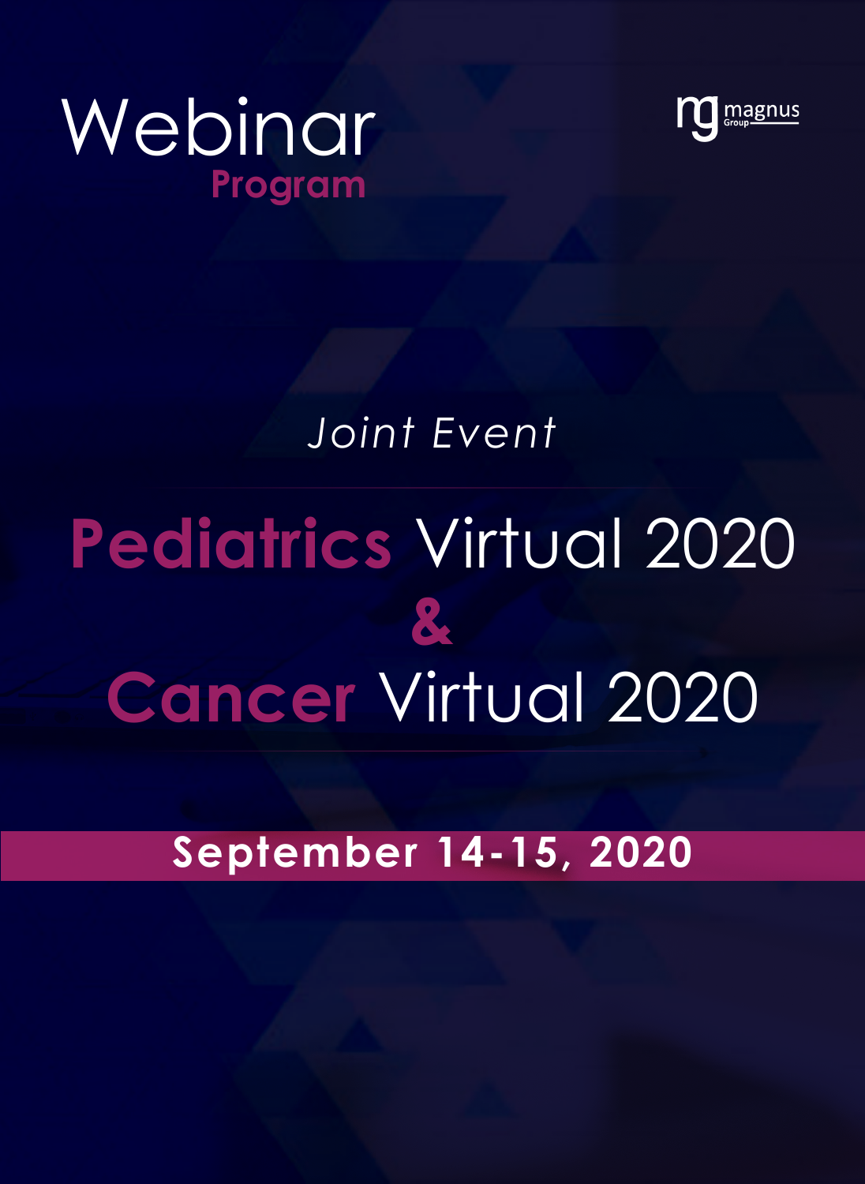# Webinar

## Program

magnus Group

*Joint Event*

# Pediatrics Virtual 2020
# &
# Cancer Virtual 2020

**September 14-15, 2020**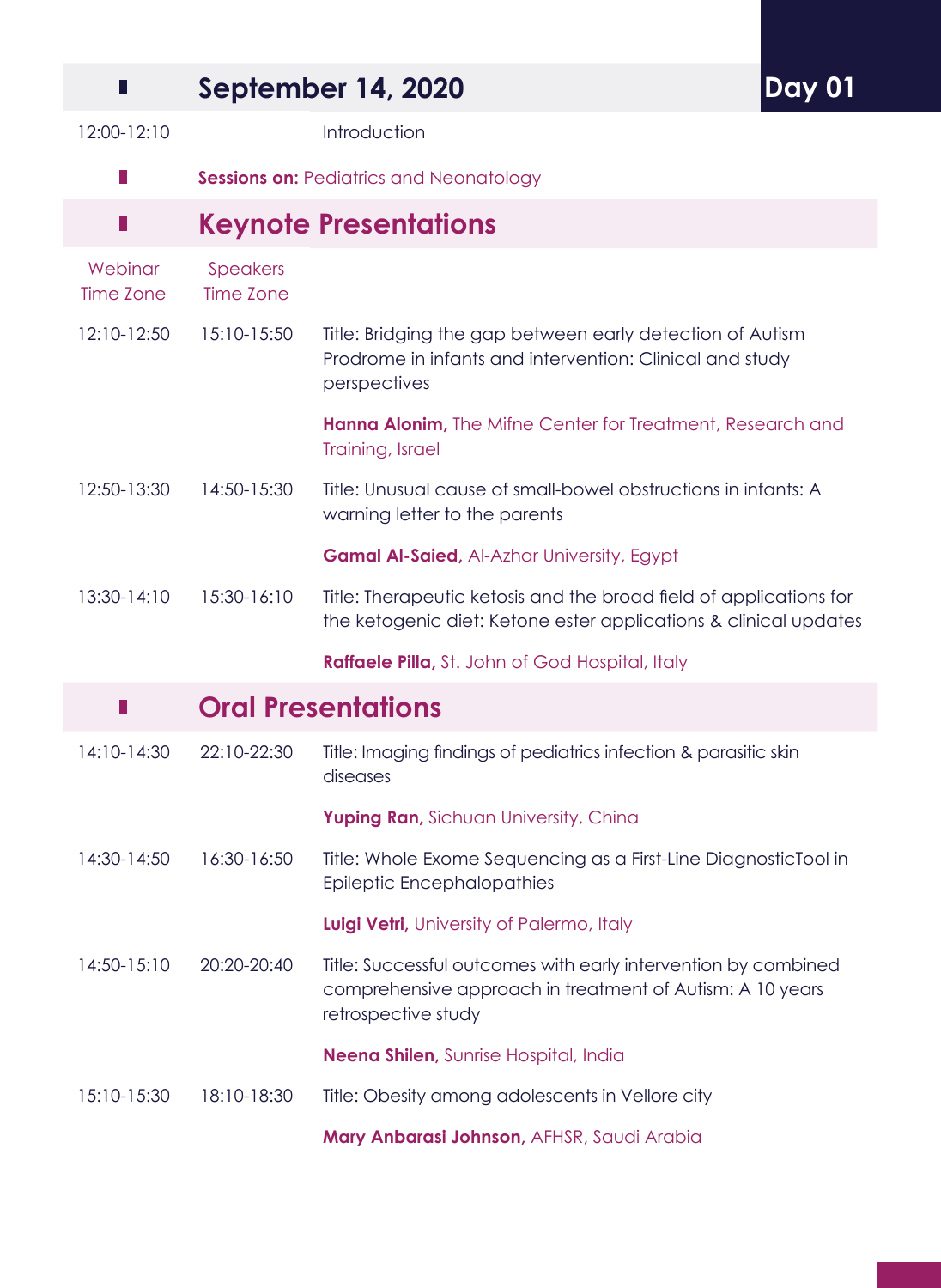## September 14, 2020 — Day 01

| | | |
|---|---|---|
| 12:00-12:10 | | Introduction |

**Sessions on:** Pediatrics and Neonatology

## Keynote Presentations

| Webinar Time Zone | Speakers Time Zone | |
|---|---|---|
| 12:10-12:50 | 15:10-15:50 | Title: Bridging the gap between early detection of Autism Prodrome in infants and intervention: Clinical and study perspectives<br>**Hanna Alonim,** The Mifne Center for Treatment, Research and Training, Israel |
| 12:50-13:30 | 14:50-15:30 | Title: Unusual cause of small-bowel obstructions in infants: A warning letter to the parents<br>**Gamal Al-Saied,** Al-Azhar University, Egypt |
| 13:30-14:10 | 15:30-16:10 | Title: Therapeutic ketosis and the broad field of applications for the ketogenic diet: Ketone ester applications & clinical updates<br>**Raffaele Pilla,** St. John of God Hospital, Italy |

## Oral Presentations

| | | |
|---|---|---|
| 14:10-14:30 | 22:10-22:30 | Title: Imaging findings of pediatrics infection & parasitic skin diseases<br>**Yuping Ran,** Sichuan University, China |
| 14:30-14:50 | 16:30-16:50 | Title: Whole Exome Sequencing as a First-Line DiagnosticTool in Epileptic Encephalopathies<br>**Luigi Vetri,** University of Palermo, Italy |
| 14:50-15:10 | 20:20-20:40 | Title: Successful outcomes with early intervention by combined comprehensive approach in treatment of Autism: A 10 years retrospective study<br>**Neena Shilen,** Sunrise Hospital, India |
| 15:10-15:30 | 18:10-18:30 | Title: Obesity among adolescents in Vellore city<br>**Mary Anbarasi Johnson,** AFHSR, Saudi Arabia |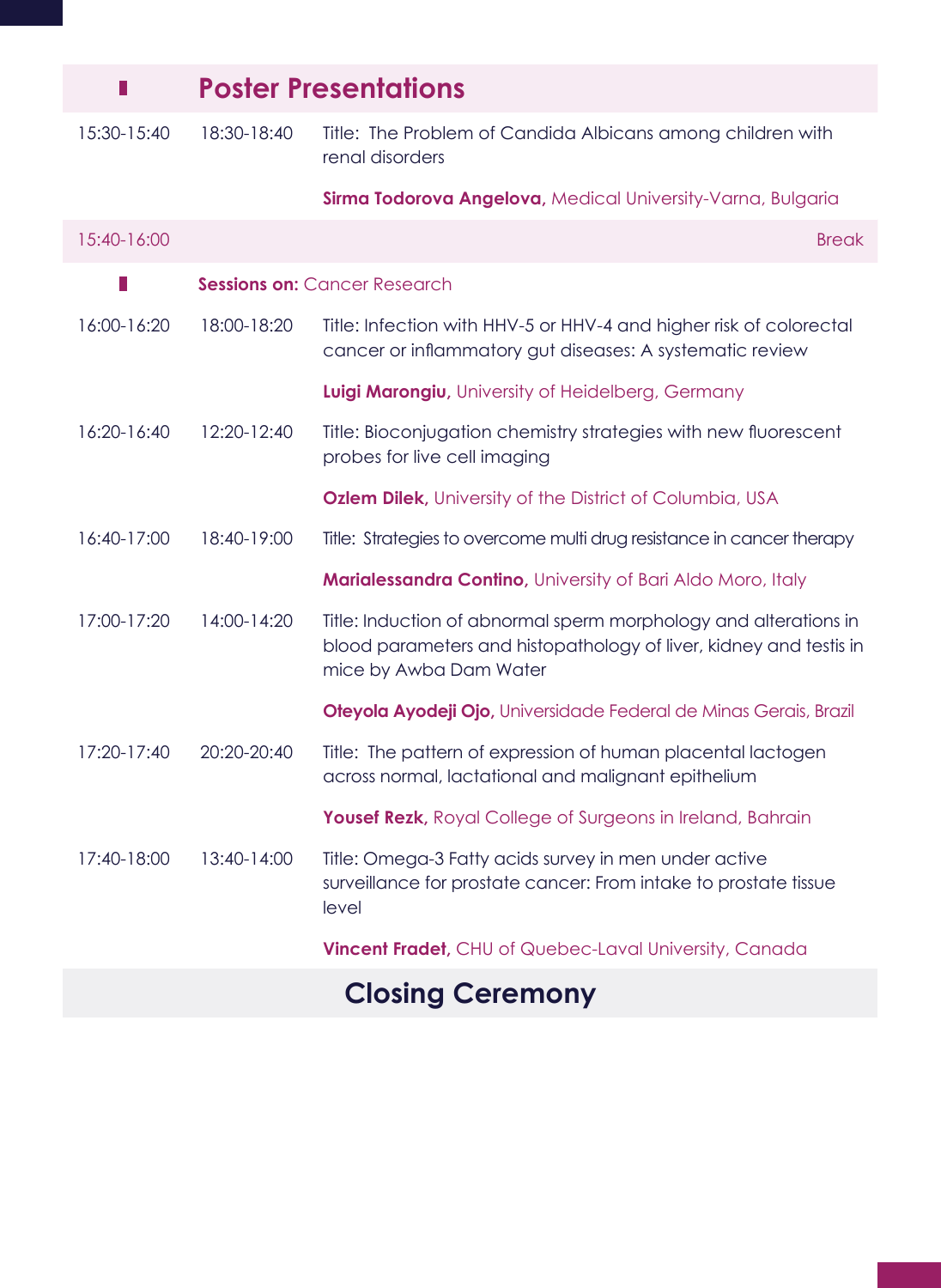## Poster Presentations

| | | |
|---|---|---|
| 15:30-15:40 | 18:30-18:40 | Title: The Problem of Candida Albicans among children with renal disorders<br><br>**Sirma Todorova Angelova,** Medical University-Varna, Bulgaria |
| 15:40-16:00 | | Break |

**Sessions on:** Cancer Research

| | | |
|---|---|---|
| 16:00-16:20 | 18:00-18:20 | Title: Infection with HHV-5 or HHV-4 and higher risk of colorectal cancer or inflammatory gut diseases: A systematic review<br><br>**Luigi Marongiu,** University of Heidelberg, Germany |
| 16:20-16:40 | 12:20-12:40 | Title: Bioconjugation chemistry strategies with new fluorescent probes for live cell imaging<br><br>**Ozlem Dilek,** University of the District of Columbia, USA |
| 16:40-17:00 | 18:40-19:00 | Title: Strategies to overcome multi drug resistance in cancer therapy<br><br>**Marialessandra Contino,** University of Bari Aldo Moro, Italy |
| 17:00-17:20 | 14:00-14:20 | Title: Induction of abnormal sperm morphology and alterations in blood parameters and histopathology of liver, kidney and testis in mice by Awba Dam Water<br><br>**Oteyola Ayodeji Ojo,** Universidade Federal de Minas Gerais, Brazil |
| 17:20-17:40 | 20:20-20:40 | Title: The pattern of expression of human placental lactogen across normal, lactational and malignant epithelium<br><br>**Yousef Rezk,** Royal College of Surgeons in Ireland, Bahrain |
| 17:40-18:00 | 13:40-14:00 | Title: Omega-3 Fatty acids survey in men under active surveillance for prostate cancer: From intake to prostate tissue level<br><br>**Vincent Fradet,** CHU of Quebec-Laval University, Canada |

## Closing Ceremony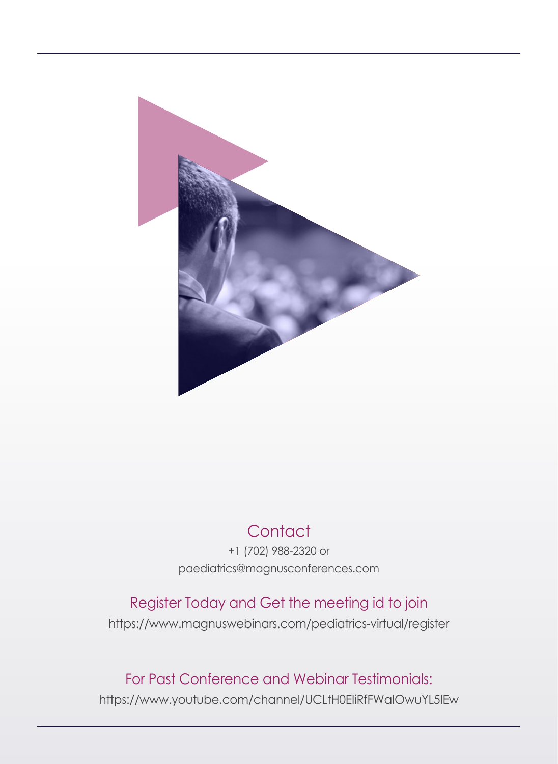## Contact

+1 (702) 988-2320 or
paediatrics@magnusconferences.com

## Register Today and Get the meeting id to join

https://www.magnuswebinars.com/pediatrics-virtual/register

## For Past Conference and Webinar Testimonials:

https://www.youtube.com/channel/UCLtH0EliRfFWalOwuYL5lEw